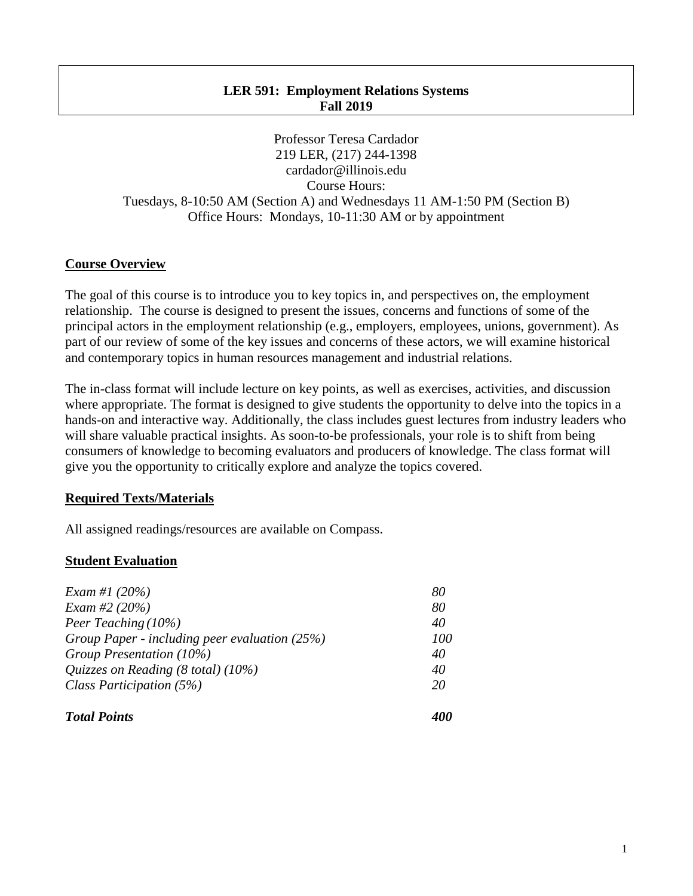# LER 591: Employment Relations Systems
## Fall 2019

Professor Teresa Cardador
219 LER, (217) 244-1398
cardador@illinois.edu
Course Hours:
Tuesdays, 8-10:50 AM (Section A) and Wednesdays 11 AM-1:50 PM (Section B)
Office Hours: Mondays, 10-11:30 AM or by appointment

### Course Overview

The goal of this course is to introduce you to key topics in, and perspectives on, the employment relationship. The course is designed to present the issues, concerns and functions of some of the principal actors in the employment relationship (e.g., employers, employees, unions, government). As part of our review of some of the key issues and concerns of these actors, we will examine historical and contemporary topics in human resources management and industrial relations.

The in-class format will include lecture on key points, as well as exercises, activities, and discussion where appropriate. The format is designed to give students the opportunity to delve into the topics in a hands-on and interactive way. Additionally, the class includes guest lectures from industry leaders who will share valuable practical insights. As soon-to-be professionals, your role is to shift from being consumers of knowledge to becoming evaluators and producers of knowledge. The class format will give you the opportunity to critically explore and analyze the topics covered.

### Required Texts/Materials

All assigned readings/resources are available on Compass.

### Student Evaluation

| | |
|---|---|
| *Exam #1 (20%)* | *80* |
| *Exam #2 (20%)* | *80* |
| *Peer Teaching (10%)* | *40* |
| *Group Paper - including peer evaluation (25%)* | *100* |
| *Group Presentation (10%)* | *40* |
| *Quizzes on Reading (8 total) (10%)* | *40* |
| *Class Participation (5%)* | *20* |
| ***Total Points*** | ***400*** |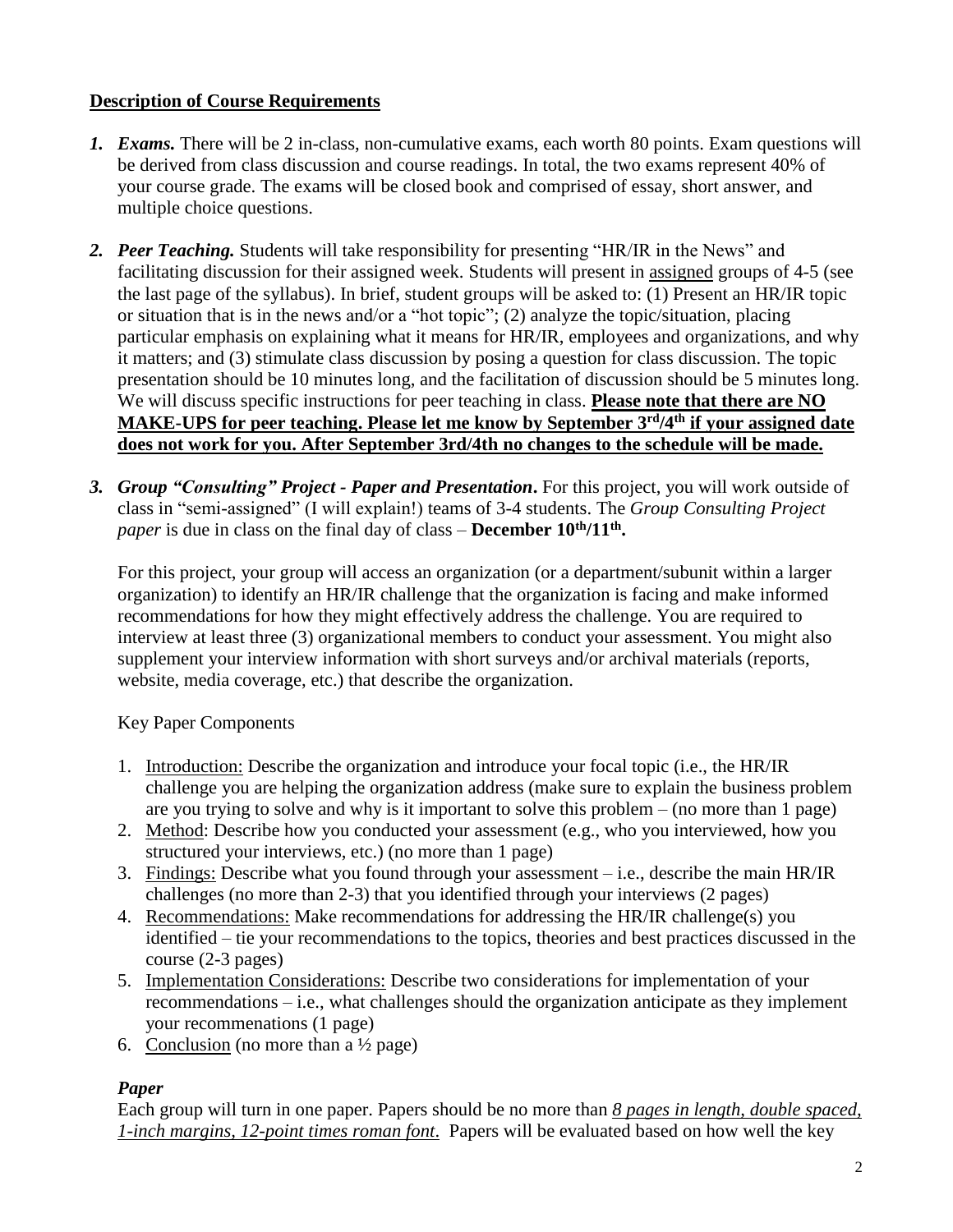**Description of Course Requirements**

1. ***Exams.*** There will be 2 in-class, non-cumulative exams, each worth 80 points. Exam questions will be derived from class discussion and course readings. In total, the two exams represent 40% of your course grade. The exams will be closed book and comprised of essay, short answer, and multiple choice questions.

2. ***Peer Teaching.*** Students will take responsibility for presenting "HR/IR in the News" and facilitating discussion for their assigned week. Students will present in assigned groups of 4-5 (see the last page of the syllabus). In brief, student groups will be asked to: (1) Present an HR/IR topic or situation that is in the news and/or a "hot topic"; (2) analyze the topic/situation, placing particular emphasis on explaining what it means for HR/IR, employees and organizations, and why it matters; and (3) stimulate class discussion by posing a question for class discussion. The topic presentation should be 10 minutes long, and the facilitation of discussion should be 5 minutes long. We will discuss specific instructions for peer teaching in class. **Please note that there are NO MAKE-UPS for peer teaching. Please let me know by September 3rd/4th if your assigned date does not work for you. After September 3rd/4th no changes to the schedule will be made.**

3. ***Group "Consulting" Project - Paper and Presentation*.** For this project, you will work outside of class in "semi-assigned" (I will explain!) teams of 3-4 students. The *Group Consulting Project paper* is due in class on the final day of class – **December 10th/11th.**

   For this project, your group will access an organization (or a department/subunit within a larger organization) to identify an HR/IR challenge that the organization is facing and make informed recommendations for how they might effectively address the challenge. You are required to interview at least three (3) organizational members to conduct your assessment. You might also supplement your interview information with short surveys and/or archival materials (reports, website, media coverage, etc.) that describe the organization.

   Key Paper Components

   1. Introduction: Describe the organization and introduce your focal topic (i.e., the HR/IR challenge you are helping the organization address (make sure to explain the business problem are you trying to solve and why is it important to solve this problem – (no more than 1 page)
   2. Method: Describe how you conducted your assessment (e.g., who you interviewed, how you structured your interviews, etc.) (no more than 1 page)
   3. Findings: Describe what you found through your assessment – i.e., describe the main HR/IR challenges (no more than 2-3) that you identified through your interviews (2 pages)
   4. Recommendations: Make recommendations for addressing the HR/IR challenge(s) you identified – tie your recommendations to the topics, theories and best practices discussed in the course (2-3 pages)
   5. Implementation Considerations: Describe two considerations for implementation of your recommendations – i.e., what challenges should the organization anticipate as they implement your recommenations (1 page)
   6. Conclusion (no more than a ½ page)

   ***Paper***

   Each group will turn in one paper. Papers should be no more than *8 pages in length, double spaced, 1-inch margins, 12-point times roman font*. Papers will be evaluated based on how well the key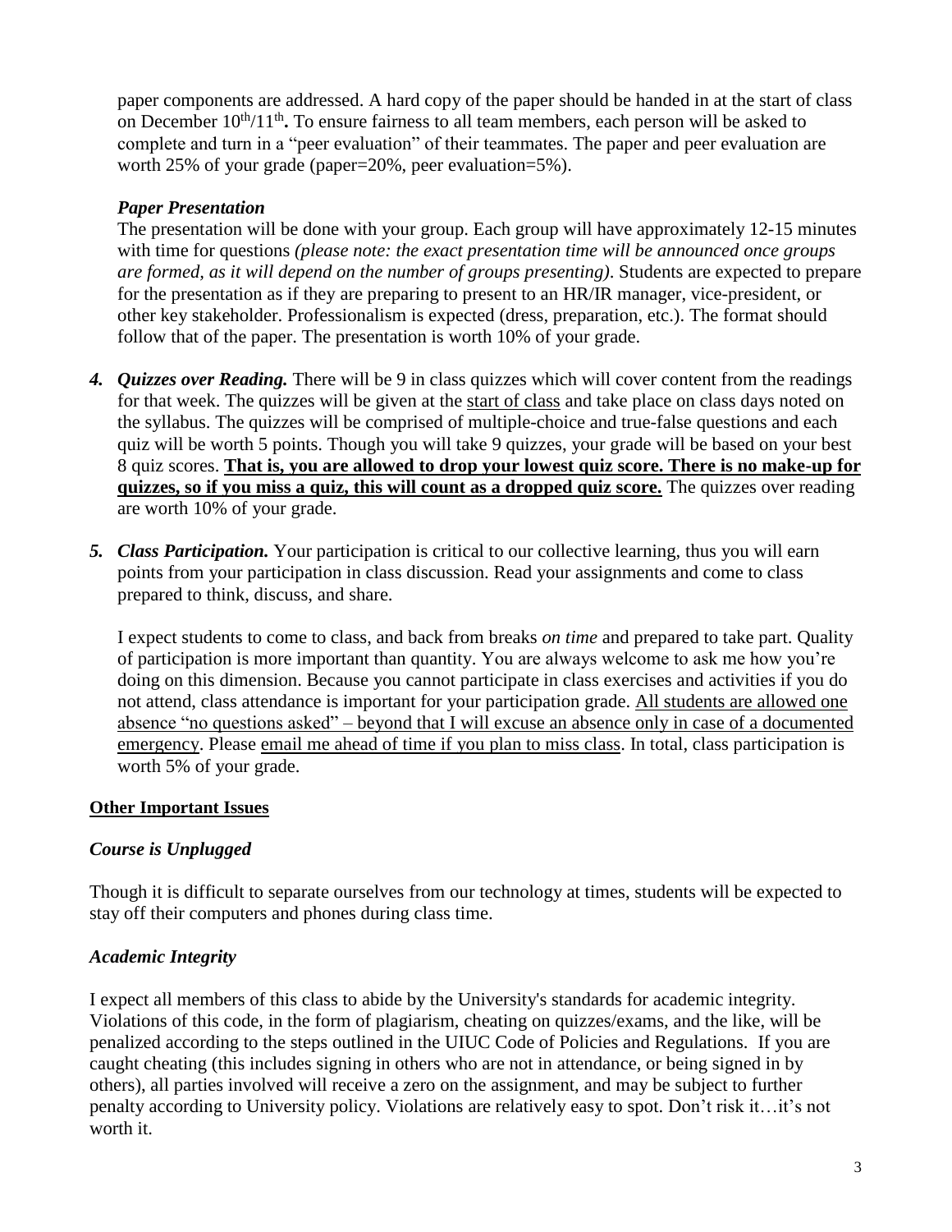paper components are addressed. A hard copy of the paper should be handed in at the start of class on December 10th/11th**.** To ensure fairness to all team members, each person will be asked to complete and turn in a "peer evaluation" of their teammates. The paper and peer evaluation are worth 25% of your grade (paper=20%, peer evaluation=5%).

***Paper Presentation***

The presentation will be done with your group. Each group will have approximately 12-15 minutes with time for questions *(please note: the exact presentation time will be announced once groups are formed, as it will depend on the number of groups presenting)*. Students are expected to prepare for the presentation as if they are preparing to present to an HR/IR manager, vice-president, or other key stakeholder. Professionalism is expected (dress, preparation, etc.). The format should follow that of the paper. The presentation is worth 10% of your grade.

4. ***Quizzes over Reading.*** There will be 9 in class quizzes which will cover content from the readings for that week. The quizzes will be given at the start of class and take place on class days noted on the syllabus. The quizzes will be comprised of multiple-choice and true-false questions and each quiz will be worth 5 points. Though you will take 9 quizzes, your grade will be based on your best 8 quiz scores. **That is, you are allowed to drop your lowest quiz score. There is no make-up for quizzes, so if you miss a quiz, this will count as a dropped quiz score.** The quizzes over reading are worth 10% of your grade.

5. ***Class Participation.*** Your participation is critical to our collective learning, thus you will earn points from your participation in class discussion. Read your assignments and come to class prepared to think, discuss, and share.

   I expect students to come to class, and back from breaks *on time* and prepared to take part. Quality of participation is more important than quantity. You are always welcome to ask me how you're doing on this dimension. Because you cannot participate in class exercises and activities if you do not attend, class attendance is important for your participation grade. All students are allowed one absence "no questions asked" – beyond that I will excuse an absence only in case of a documented emergency. Please email me ahead of time if you plan to miss class. In total, class participation is worth 5% of your grade.

**Other Important Issues**

***Course is Unplugged***

Though it is difficult to separate ourselves from our technology at times, students will be expected to stay off their computers and phones during class time.

***Academic Integrity***

I expect all members of this class to abide by the University's standards for academic integrity. Violations of this code, in the form of plagiarism, cheating on quizzes/exams, and the like, will be penalized according to the steps outlined in the UIUC Code of Policies and Regulations. If you are caught cheating (this includes signing in others who are not in attendance, or being signed in by others), all parties involved will receive a zero on the assignment, and may be subject to further penalty according to University policy. Violations are relatively easy to spot. Don't risk it…it's not worth it.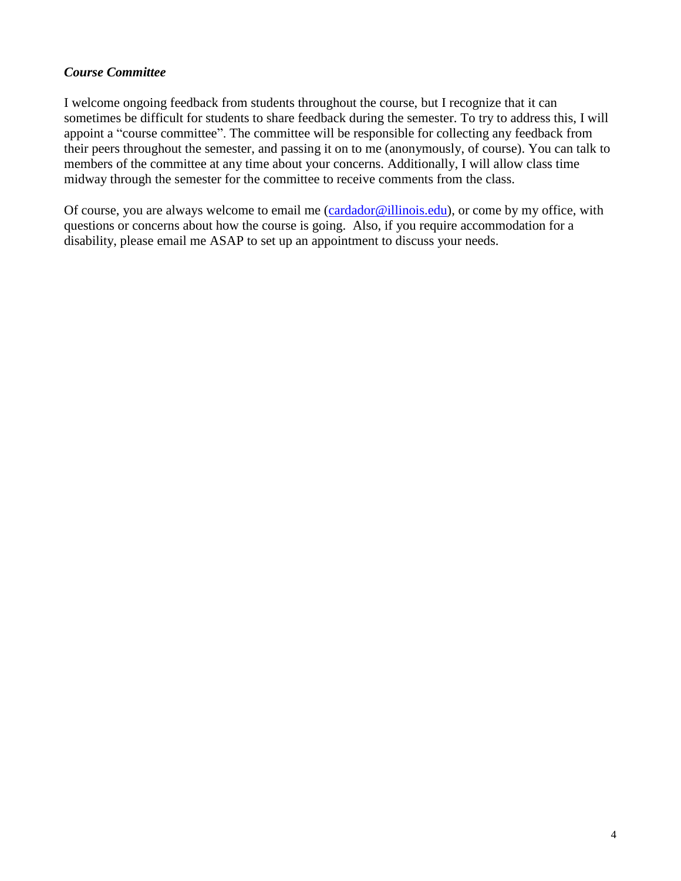***Course Committee***

I welcome ongoing feedback from students throughout the course, but I recognize that it can sometimes be difficult for students to share feedback during the semester. To try to address this, I will appoint a "course committee". The committee will be responsible for collecting any feedback from their peers throughout the semester, and passing it on to me (anonymously, of course). You can talk to members of the committee at any time about your concerns. Additionally, I will allow class time midway through the semester for the committee to receive comments from the class.

Of course, you are always welcome to email me (cardador@illinois.edu), or come by my office, with questions or concerns about how the course is going. Also, if you require accommodation for a disability, please email me ASAP to set up an appointment to discuss your needs.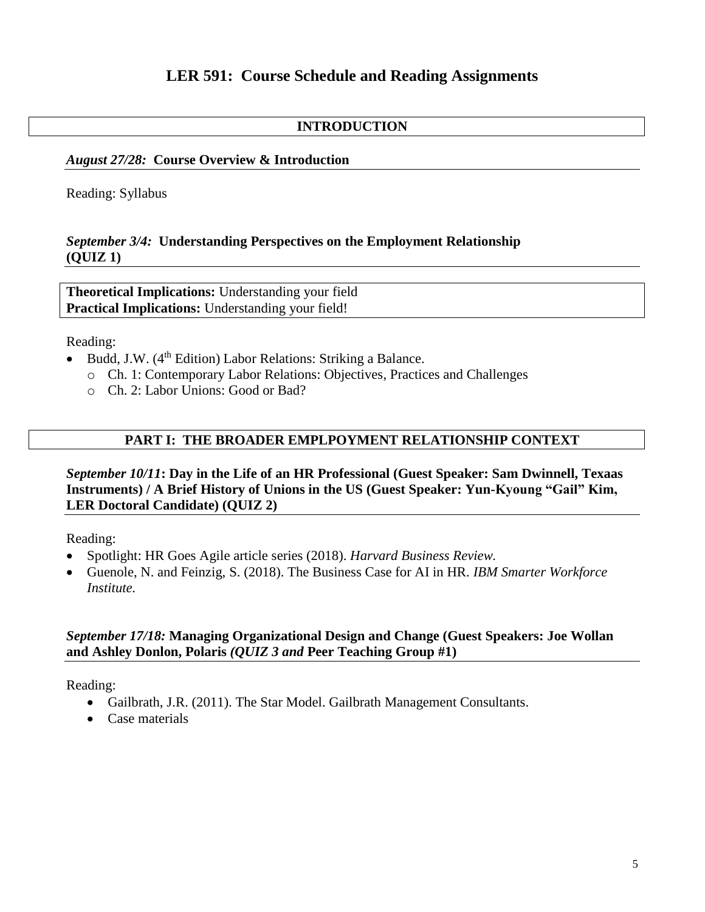# LER 591: Course Schedule and Reading Assignments

## INTRODUCTION

***August 27/28:* Course Overview & Introduction**

Reading: Syllabus

***September 3/4:* Understanding Perspectives on the Employment Relationship (QUIZ 1)**

**Theoretical Implications:** Understanding your field
**Practical Implications:** Understanding your field!

Reading:

- Budd, J.W. (4th Edition) Labor Relations: Striking a Balance.
  - Ch. 1: Contemporary Labor Relations: Objectives, Practices and Challenges
  - Ch. 2: Labor Unions: Good or Bad?

## PART I: THE BROADER EMPLPOYMENT RELATIONSHIP CONTEXT

***September 10/11*: Day in the Life of an HR Professional (Guest Speaker: Sam Dwinnell, Texaas Instruments) / A Brief History of Unions in the US (Guest Speaker: Yun-Kyoung "Gail" Kim, LER Doctoral Candidate) (QUIZ 2)**

Reading:

- Spotlight: HR Goes Agile article series (2018). *Harvard Business Review.*
- Guenole, N. and Feinzig, S. (2018). The Business Case for AI in HR. *IBM Smarter Workforce Institute.*

***September 17/18:* Managing Organizational Design and Change (Guest Speakers: Joe Wollan and Ashley Donlon, Polaris *(QUIZ 3 and* Peer Teaching Group #1)**

Reading:

- Gailbrath, J.R. (2011). The Star Model. Gailbrath Management Consultants.
- Case materials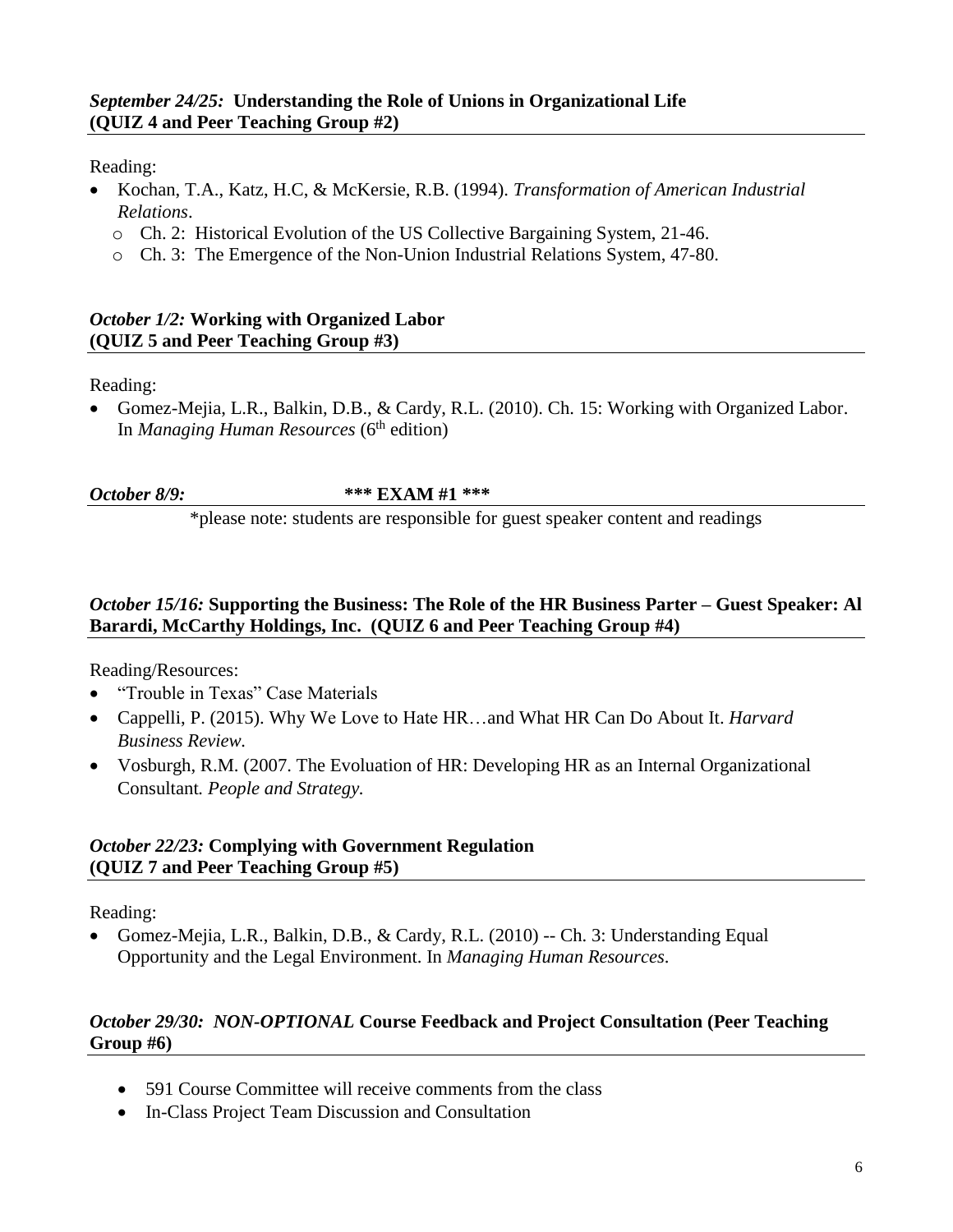***September 24/25:*** **Understanding the Role of Unions in Organizational Life (QUIZ 4 and Peer Teaching Group #2)**

Reading:

- Kochan, T.A., Katz, H.C, & McKersie, R.B. (1994). *Transformation of American Industrial Relations*.
  - Ch. 2: Historical Evolution of the US Collective Bargaining System, 21-46.
  - Ch. 3: The Emergence of the Non-Union Industrial Relations System, 47-80.

***October 1/2:*** **Working with Organized Labor (QUIZ 5 and Peer Teaching Group #3)**

Reading:

- Gomez-Mejia, L.R., Balkin, D.B., & Cardy, R.L. (2010). Ch. 15: Working with Organized Labor. In *Managing Human Resources* (6th edition)

***October 8/9:*** **\*\*\* EXAM #1 \*\*\***

*please note: students are responsible for guest speaker content and readings

***October 15/16:*** **Supporting the Business: The Role of the HR Business Parter – Guest Speaker: Al Barardi, McCarthy Holdings, Inc. (QUIZ 6 and Peer Teaching Group #4)**

Reading/Resources:

- "Trouble in Texas" Case Materials
- Cappelli, P. (2015). Why We Love to Hate HR…and What HR Can Do About It. *Harvard Business Review.*
- Vosburgh, R.M. (2007. The Evoluation of HR: Developing HR as an Internal Organizational Consultant*. People and Strategy.*

***October 22/23:*** **Complying with Government Regulation (QUIZ 7 and Peer Teaching Group #5)**

Reading:

- Gomez-Mejia, L.R., Balkin, D.B., & Cardy, R.L. (2010) -- Ch. 3: Understanding Equal Opportunity and the Legal Environment. In *Managing Human Resources*.

***October 29/30: NON-OPTIONAL*** **Course Feedback and Project Consultation (Peer Teaching Group #6)**

- 591 Course Committee will receive comments from the class
- In-Class Project Team Discussion and Consultation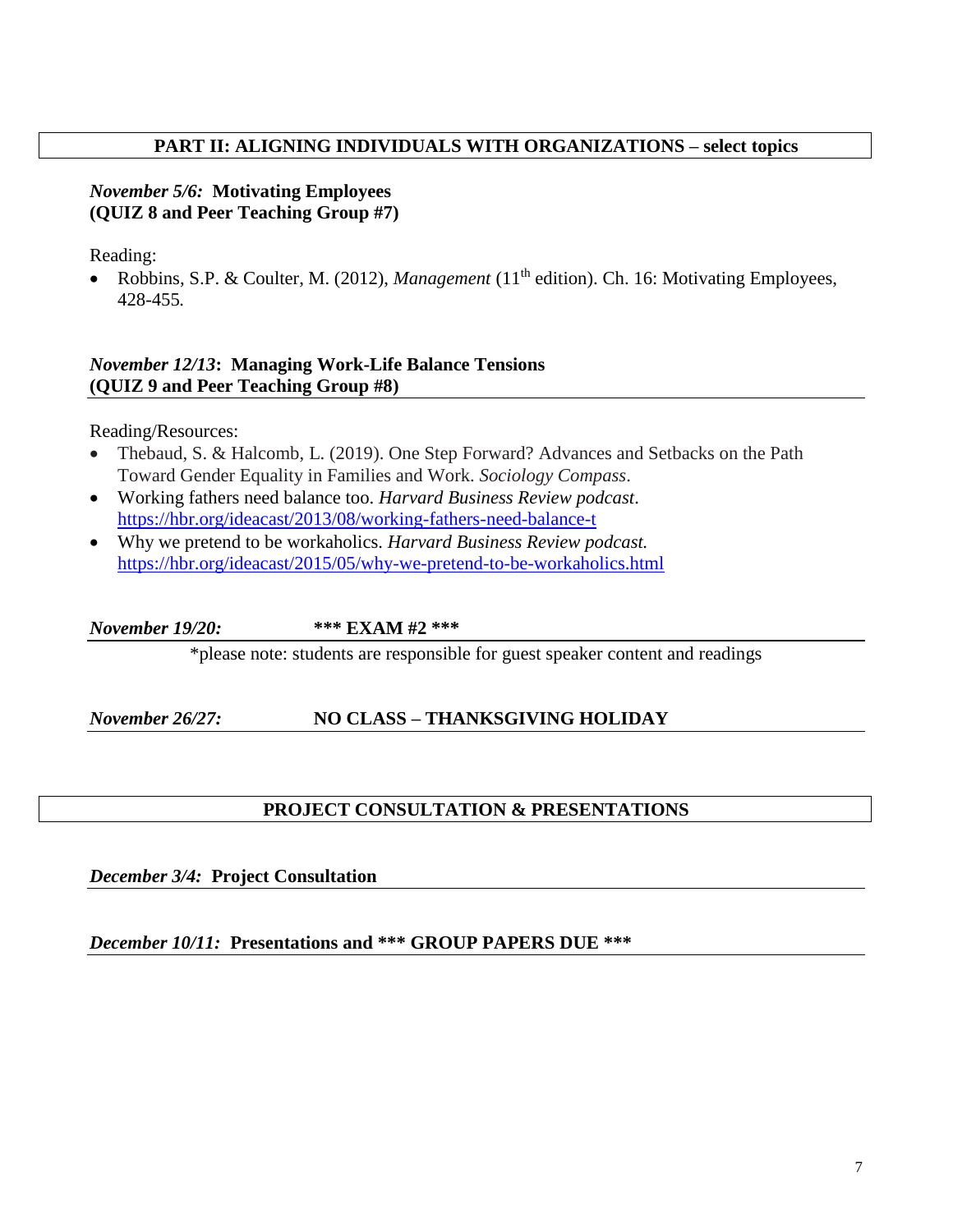## PART II: ALIGNING INDIVIDUALS WITH ORGANIZATIONS – select topics

***November 5/6:*** **Motivating Employees (QUIZ 8 and Peer Teaching Group #7)**

Reading:

- Robbins, S.P. & Coulter, M. (2012), *Management* (11th edition). Ch. 16: Motivating Employees, 428-455.

***November 12/13*****: Managing Work-Life Balance Tensions (QUIZ 9 and Peer Teaching Group #8)**

Reading/Resources:

- Thebaud, S. & Halcomb, L. (2019). One Step Forward? Advances and Setbacks on the Path Toward Gender Equality in Families and Work. *Sociology Compass*.
- Working fathers need balance too. *Harvard Business Review podcast*. https://hbr.org/ideacast/2013/08/working-fathers-need-balance-t
- Why we pretend to be workaholics. *Harvard Business Review podcast.* https://hbr.org/ideacast/2015/05/why-we-pretend-to-be-workaholics.html

***November 19/20:*** **\*\*\* EXAM #2 \*\*\***

*please note: students are responsible for guest speaker content and readings

***November 26/27:*** **NO CLASS – THANKSGIVING HOLIDAY**

## PROJECT CONSULTATION & PRESENTATIONS

***December 3/4:*** **Project Consultation**

***December 10/11:*** **Presentations and \*\*\* GROUP PAPERS DUE \*\*\***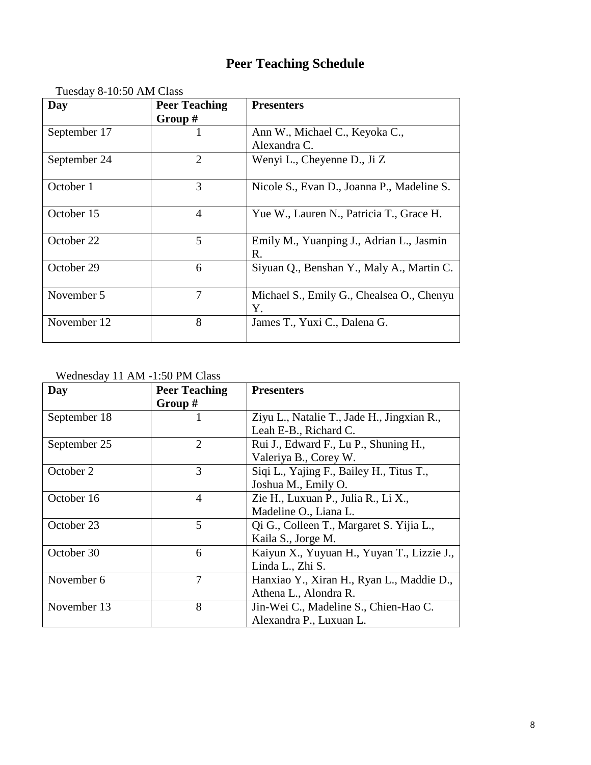# Peer Teaching Schedule

Tuesday 8-10:50 AM Class

| Day | Peer Teaching Group # | Presenters |
|---|---|---|
| September 17 | 1 | Ann W., Michael C., Keyoka C., Alexandra C. |
| September 24 | 2 | Wenyi L., Cheyenne D., Ji Z |
| October 1 | 3 | Nicole S., Evan D., Joanna P., Madeline S. |
| October 15 | 4 | Yue W., Lauren N., Patricia T., Grace H. |
| October 22 | 5 | Emily M., Yuanping J., Adrian L., Jasmin R. |
| October 29 | 6 | Siyuan Q., Benshan Y., Maly A., Martin C. |
| November 5 | 7 | Michael S., Emily G., Chealsea O., Chenyu Y. |
| November 12 | 8 | James T., Yuxi C., Dalena G. |

Wednesday 11 AM -1:50 PM Class

| Day | Peer Teaching Group # | Presenters |
|---|---|---|
| September 18 | 1 | Ziyu L., Natalie T., Jade H., Jingxian R., Leah E-B., Richard C. |
| September 25 | 2 | Rui J., Edward F., Lu P., Shuning H., Valeriya B., Corey W. |
| October 2 | 3 | Siqi L., Yajing F., Bailey H., Titus T., Joshua M., Emily O. |
| October 16 | 4 | Zie H., Luxuan P., Julia R., Li X., Madeline O., Liana L. |
| October 23 | 5 | Qi G., Colleen T., Margaret S. Yijia L., Kaila S., Jorge M. |
| October 30 | 6 | Kaiyun X., Yuyuan H., Yuyan T., Lizzie J., Linda L., Zhi S. |
| November 6 | 7 | Hanxiao Y., Xiran H., Ryan L., Maddie D., Athena L., Alondra R. |
| November 13 | 8 | Jin-Wei C., Madeline S., Chien-Hao C. Alexandra P., Luxuan L. |